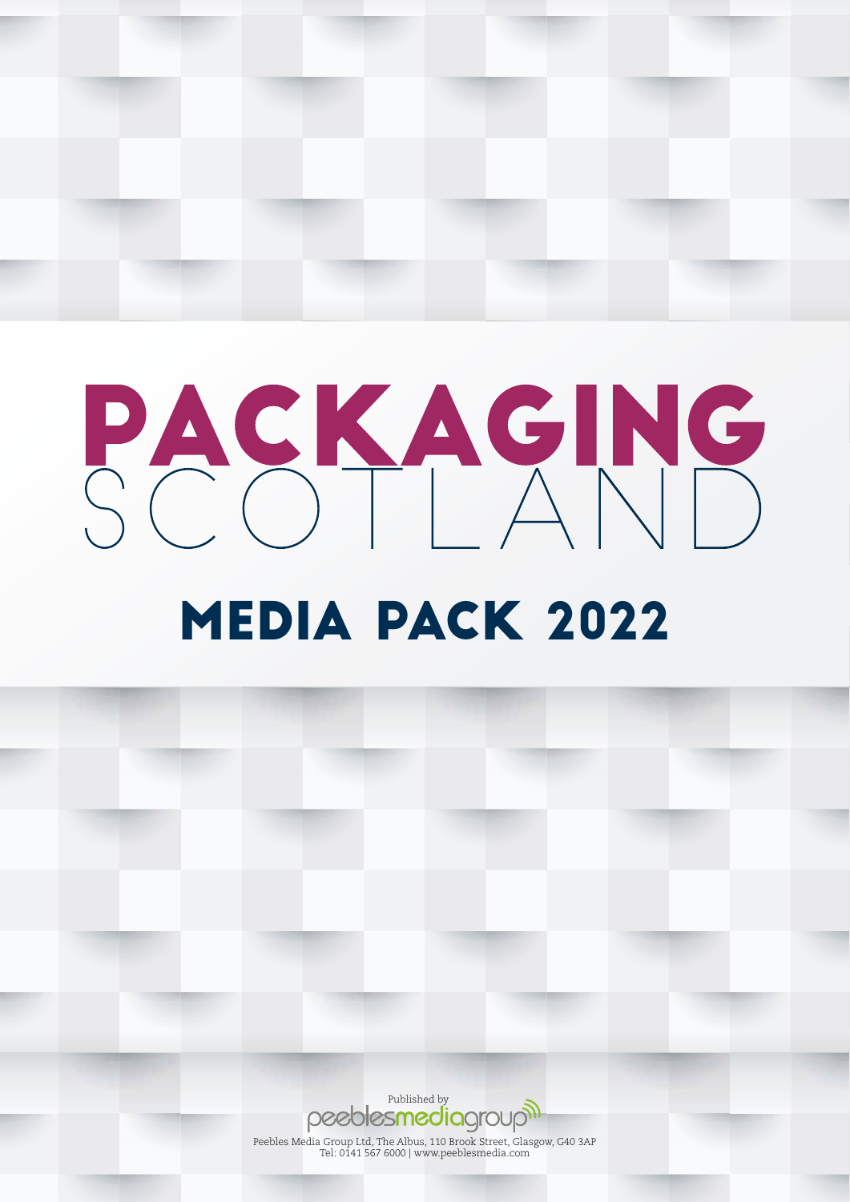# PACKAGING SCOTLAND

## MEDIA PACK 2022

Published by peeblesmediagroup

Peebles Media Group Ltd, The Albus, 110 Brook Street, Glasgow, G40 3AP
Tel: 0141 567 6000 | www.peeblesmedia.com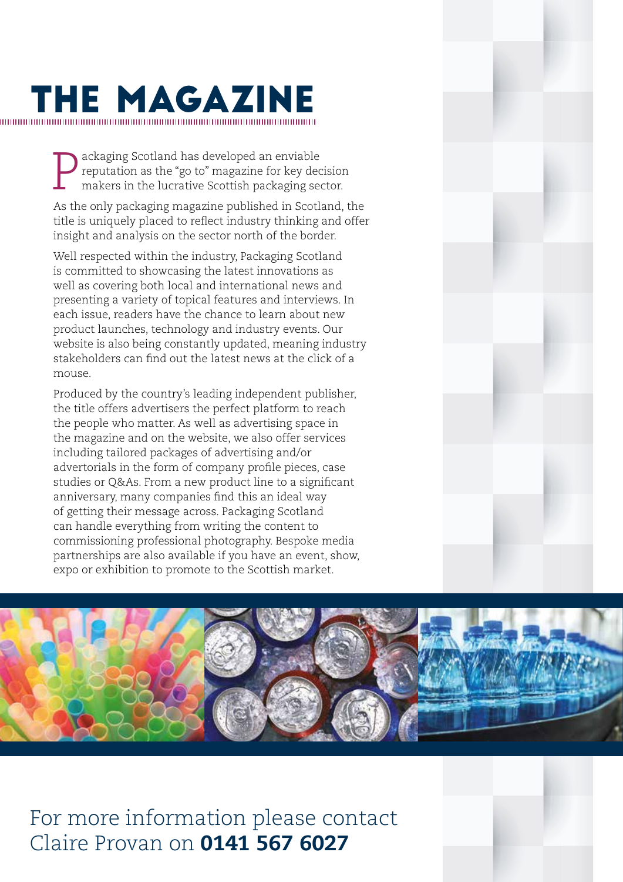# THE MAGAZINE

Packaging Scotland has developed an enviable reputation as the "go to" magazine for key decision makers in the lucrative Scottish packaging sector.

As the only packaging magazine published in Scotland, the title is uniquely placed to reflect industry thinking and offer insight and analysis on the sector north of the border.

Well respected within the industry, Packaging Scotland is committed to showcasing the latest innovations as well as covering both local and international news and presenting a variety of topical features and interviews. In each issue, readers have the chance to learn about new product launches, technology and industry events. Our website is also being constantly updated, meaning industry stakeholders can find out the latest news at the click of a mouse.

Produced by the country's leading independent publisher, the title offers advertisers the perfect platform to reach the people who matter. As well as advertising space in the magazine and on the website, we also offer services including tailored packages of advertising and/or advertorials in the form of company profile pieces, case studies or Q&As. From a new product line to a significant anniversary, many companies find this an ideal way of getting their message across. Packaging Scotland can handle everything from writing the content to commissioning professional photography. Bespoke media partnerships are also available if you have an event, show, expo or exhibition to promote to the Scottish market.

For more information please contact Claire Provan on **0141 567 6027**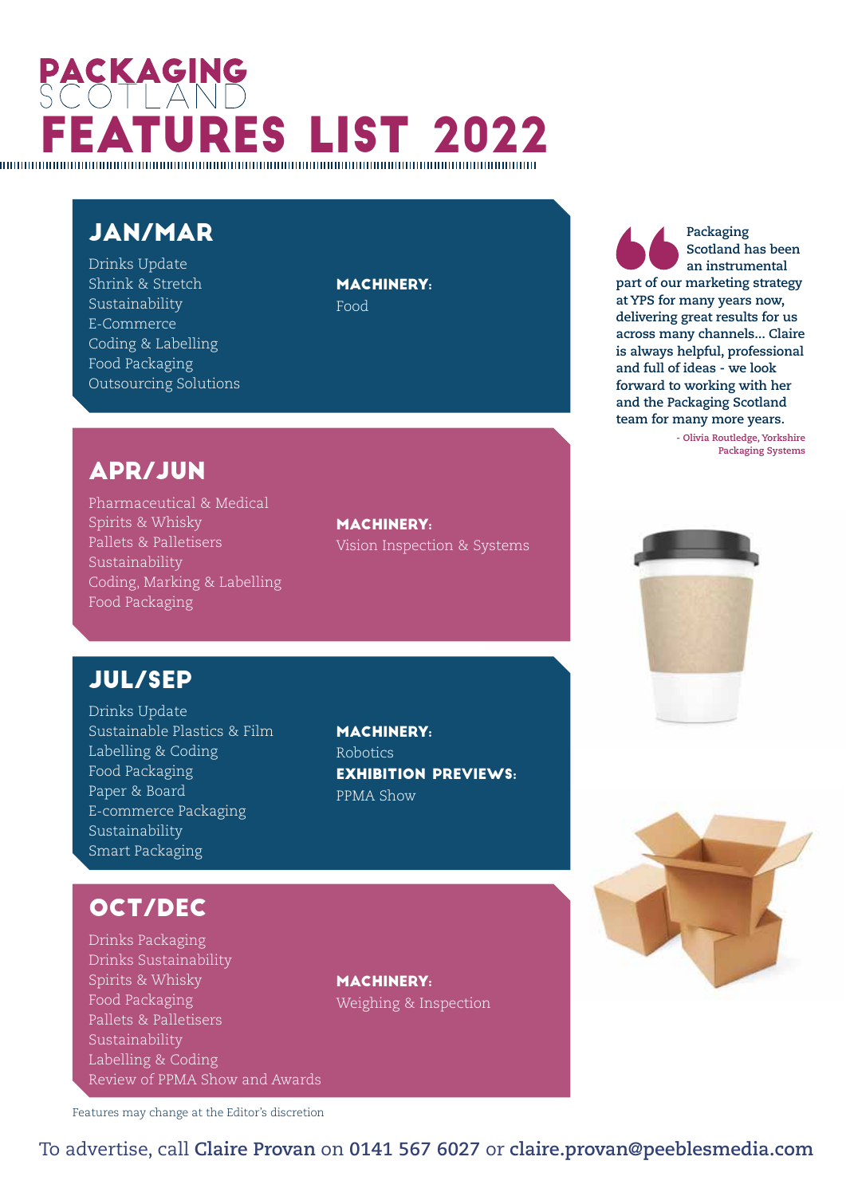# PACKAGING SCOTLAND FEATURES LIST 2022

## JAN/MAR

Drinks Update
Shrink & Stretch
Sustainability
E-Commerce
Coding & Labelling
Food Packaging
Outsourcing Solutions

**MACHINERY:**
Food

## APR/JUN

Pharmaceutical & Medical
Spirits & Whisky
Pallets & Palletisers
Sustainability
Coding, Marking & Labelling
Food Packaging

**MACHINERY:**
Vision Inspection & Systems

## JUL/SEP

Drinks Update
Sustainable Plastics & Film
Labelling & Coding
Food Packaging
Paper & Board
E-commerce Packaging
Sustainability
Smart Packaging

**MACHINERY:**
Robotics

**EXHIBITION PREVIEWS:**
PPMA Show

## OCT/DEC

Drinks Packaging
Drinks Sustainability
Spirits & Whisky
Food Packaging
Pallets & Palletisers
Sustainability
Labelling & Coding
Review of PPMA Show and Awards

**MACHINERY:**
Weighing & Inspection

Features may change at the Editor's discretion

> **Packaging Scotland has been an instrumental part of our marketing strategy at YPS for many years now, delivering great results for us across many channels... Claire is always helpful, professional and full of ideas - we look forward to working with her and the Packaging Scotland team for many more years.**
>
> - Olivia Routledge, Yorkshire Packaging Systems

To advertise, call **Claire Provan** on **0141 567 6027** or **claire.provan@peeblesmedia.com**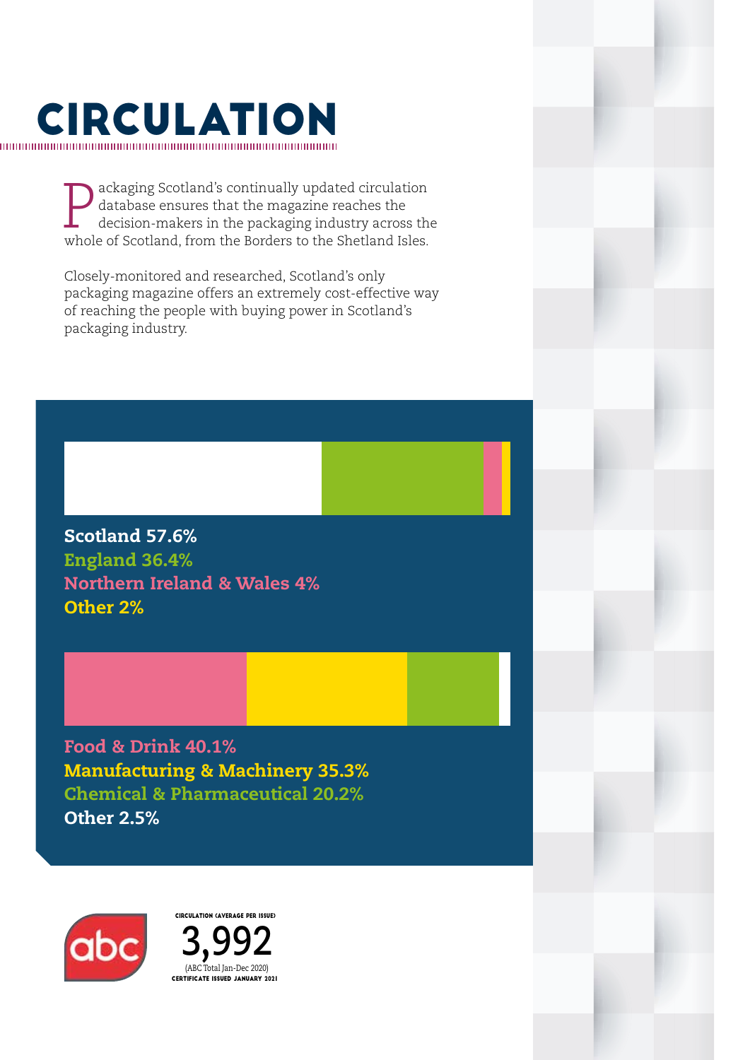# CIRCULATION

Packaging Scotland's continually updated circulation database ensures that the magazine reaches the decision-makers in the packaging industry across the whole of Scotland, from the Borders to the Shetland Isles.

Closely-monitored and researched, Scotland's only packaging magazine offers an extremely cost-effective way of reaching the people with buying power in Scotland's packaging industry.

**Scotland 57.6%**
**England 36.4%**
**Northern Ireland & Wales 4%**
**Other 2%**

**Food & Drink 40.1%**
**Manufacturing & Machinery 35.3%**
**Chemical & Pharmaceutical 20.2%**
**Other 2.5%**

abc

CIRCULATION (AVERAGE PER ISSUE)

**3,992**

(ABC Total Jan-Dec 2020)

CERTIFICATE ISSUED JANUARY 2021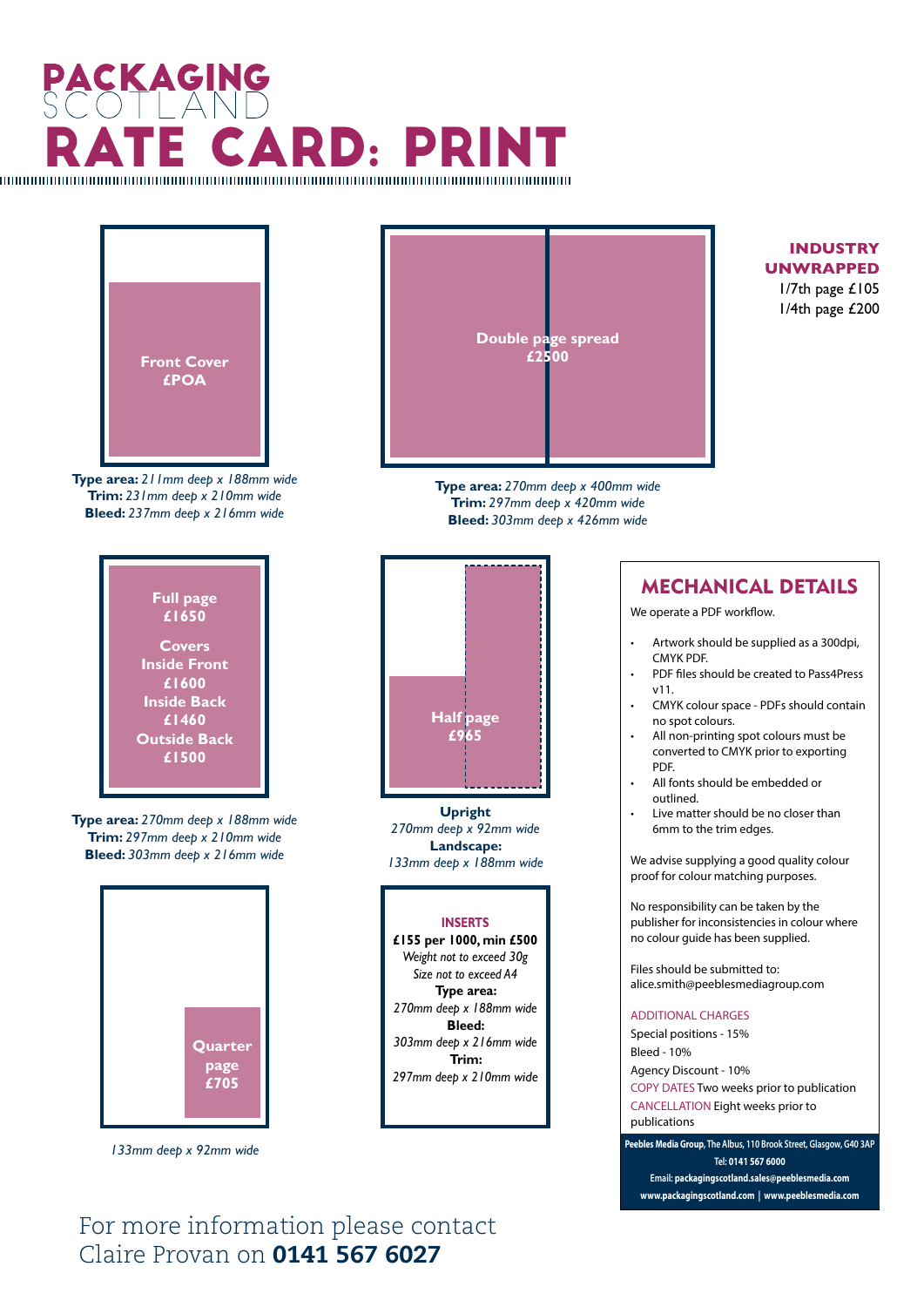# PACKAGING SCOTLAND

# RATE CARD: PRINT

**Front Cover**
**£POA**

**Type area:** *211mm deep x 188mm wide*
**Trim:** *231mm deep x 210mm wide*
**Bleed:** *237mm deep x 216mm wide*

**Double page spread**
**£2500**

**Type area:** *270mm deep x 400mm wide*
**Trim:** *297mm deep x 420mm wide*
**Bleed:** *303mm deep x 426mm wide*

**INDUSTRY UNWRAPPED**
1/7th page £105
1/4th page £200

**Full page**
**£1650**

**Covers**
**Inside Front**
**£1600**
**Inside Back**
**£1460**
**Outside Back**
**£1500**

**Type area:** *270mm deep x 188mm wide*
**Trim:** *297mm deep x 210mm wide*
**Bleed:** *303mm deep x 216mm wide*

**Half page**
**£965**

**Upright**
*270mm deep x 92mm wide*
**Landscape:**
*133mm deep x 188mm wide*

**Quarter page**
**£705**

*133mm deep x 92mm wide*

**INSERTS**
**£155 per 1000, min £500**
*Weight not to exceed 30g*
*Size not to exceed A4*
**Type area:**
*270mm deep x 188mm wide*
**Bleed:**
*303mm deep x 216mm wide*
**Trim:**
*297mm deep x 210mm wide*

## MECHANICAL DETAILS

We operate a PDF workflow.

- Artwork should be supplied as a 300dpi, CMYK PDF.
- PDF files should be created to Pass4Press v11.
- CMYK colour space - PDFs should contain no spot colours.
- All non-printing spot colours must be converted to CMYK prior to exporting PDF.
- All fonts should be embedded or outlined.
- Live matter should be no closer than 6mm to the trim edges.

We advise supplying a good quality colour proof for colour matching purposes.

No responsibility can be taken by the publisher for inconsistencies in colour where no colour guide has been supplied.

Files should be submitted to:
alice.smith@peeblesmediagroup.com

ADDITIONAL CHARGES
Special positions - 15%
Bleed - 10%
Agency Discount - 10%
COPY DATES Two weeks prior to publication
CANCELLATION Eight weeks prior to publications

**Peebles Media Group,** The Albus, 110 Brook Street, Glasgow, G40 3AP
Tel: **0141 567 6000**
Email: **packagingscotland.sales@peeblesmedia.com**
**www.packagingscotland.com | www.peeblesmedia.com**

For more information please contact
Claire Provan on **0141 567 6027**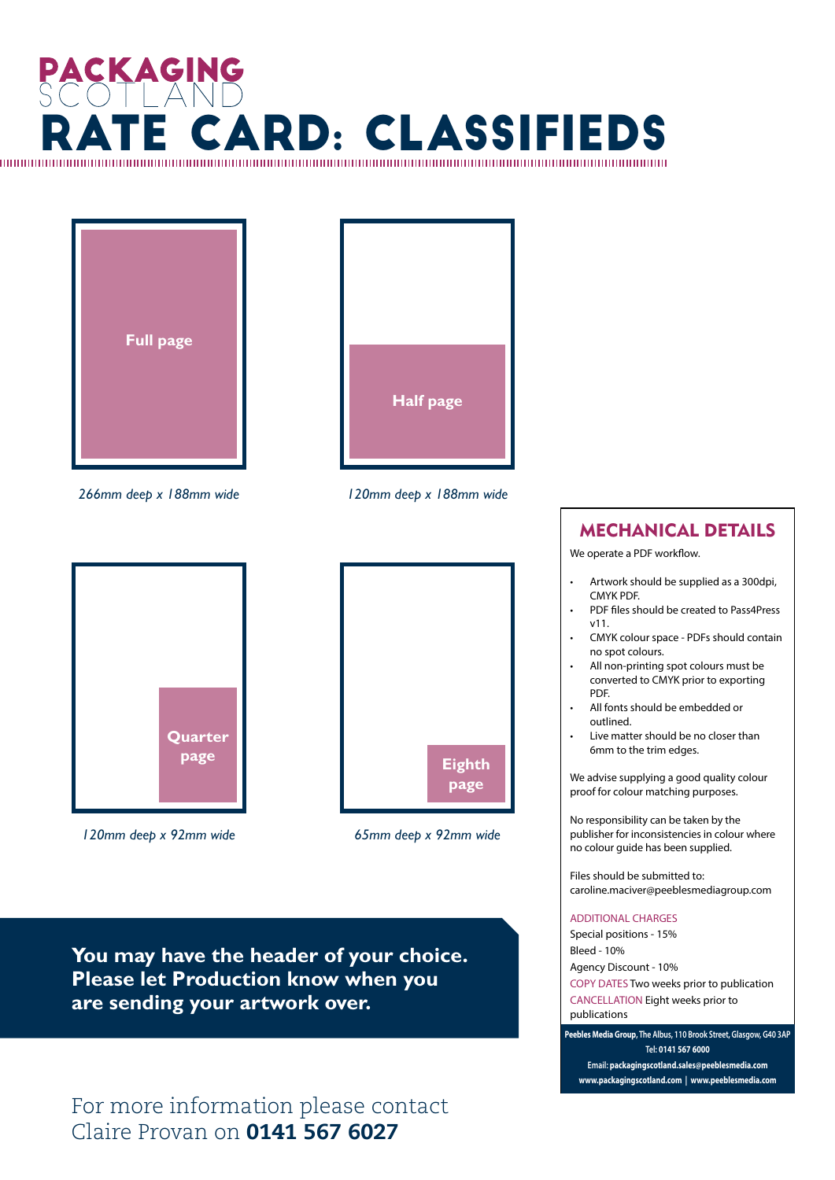# PACKAGING SCOTLAND
# RATE CARD: CLASSIFIEDS

Full page

*266mm deep x 188mm wide*

Half page

*120mm deep x 188mm wide*

Quarter page

*120mm deep x 92mm wide*

Eighth page

*65mm deep x 92mm wide*

**You may have the header of your choice. Please let Production know when you are sending your artwork over.**

For more information please contact Claire Provan on **0141 567 6027**

## MECHANICAL DETAILS

We operate a PDF workflow.

- Artwork should be supplied as a 300dpi, CMYK PDF.
- PDF files should be created to Pass4Press v11.
- CMYK colour space - PDFs should contain no spot colours.
- All non-printing spot colours must be converted to CMYK prior to exporting PDF.
- All fonts should be embedded or outlined.
- Live matter should be no closer than 6mm to the trim edges.

We advise supplying a good quality colour proof for colour matching purposes.

No responsibility can be taken by the publisher for inconsistencies in colour where no colour guide has been supplied.

Files should be submitted to: caroline.maciver@peeblesmediagroup.com

ADDITIONAL CHARGES
Special positions - 15%
Bleed - 10%
Agency Discount - 10%

COPY DATES Two weeks prior to publication

CANCELLATION Eight weeks prior to publications

**Peebles Media Group**, The Albus, 110 Brook Street, Glasgow, G40 3AP
Tel: **0141 567 6000**
Email: **packagingscotland.sales@peeblesmedia.com**
**www.packagingscotland.com** | **www.peeblesmedia.com**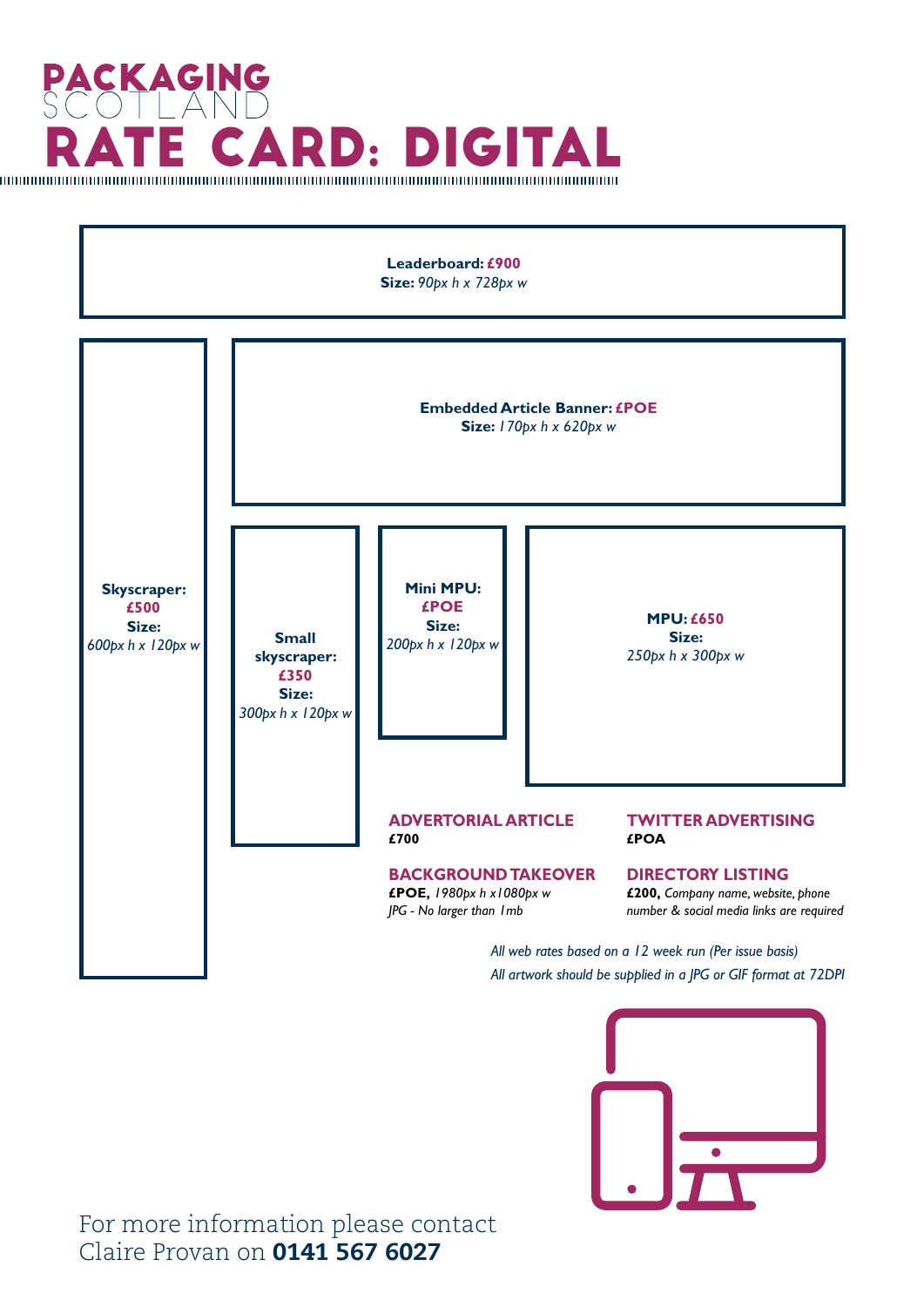# PACKAGING SCOTLAND
# RATE CARD: DIGITAL

**Leaderboard: £900**
**Size:** *90px h x 728px w*

**Embedded Article Banner: £POE**
**Size:** *170px h x 620px w*

**Skyscraper: £500**
**Size:** *600px h x 120px w*

**Small skyscraper: £350**
**Size:** *300px h x 120px w*

**Mini MPU: £POE**
**Size:** *200px h x 120px w*

**MPU: £650**
**Size:** *250px h x 300px w*

## ADVERTORIAL ARTICLE
**£700**

## TWITTER ADVERTISING
**£POA**

## BACKGROUND TAKEOVER
**£POE,** *1980px h x1080px w*
*JPG - No larger than 1mb*

## DIRECTORY LISTING
**£200,** *Company name, website, phone number & social media links are required*

*All web rates based on a 12 week run (Per issue basis)*
*All artwork should be supplied in a JPG or GIF format at 72DPI*

For more information please contact Claire Provan on **0141 567 6027**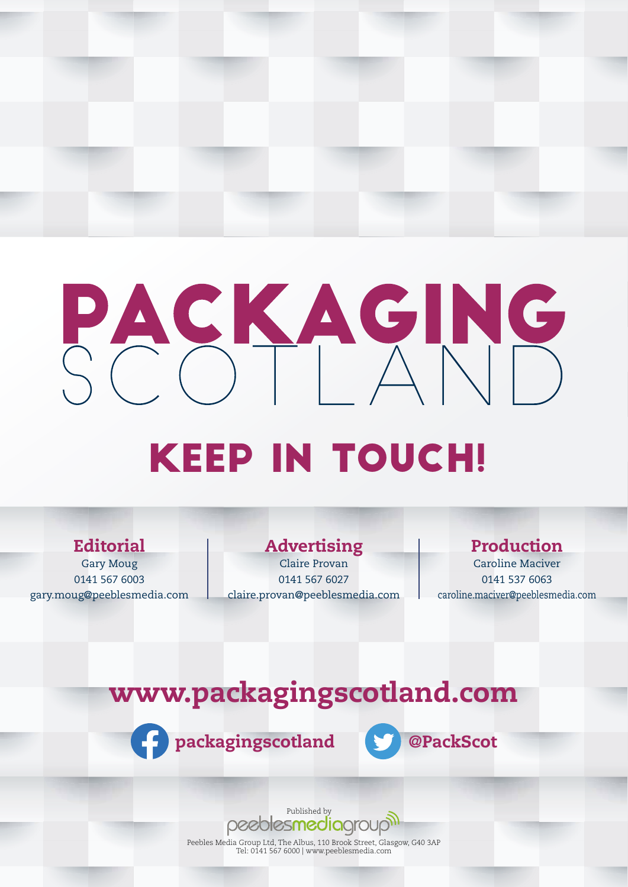# PACKAGING SCOTLAND

## KEEP IN TOUCH!

**Editorial**
Gary Moug
0141 567 6003
gary.moug@peeblesmedia.com

**Advertising**
Claire Provan
0141 567 6027
claire.provan@peeblesmedia.com

**Production**
Caroline Maciver
0141 537 6063
caroline.maciver@peeblesmedia.com

**www.packagingscotland.com**

packagingscotland

@PackScot

Published by
peeblesmediagroup

Peebles Media Group Ltd, The Albus, 110 Brook Street, Glasgow, G40 3AP
Tel: 0141 567 6000 | www.peeblesmedia.com